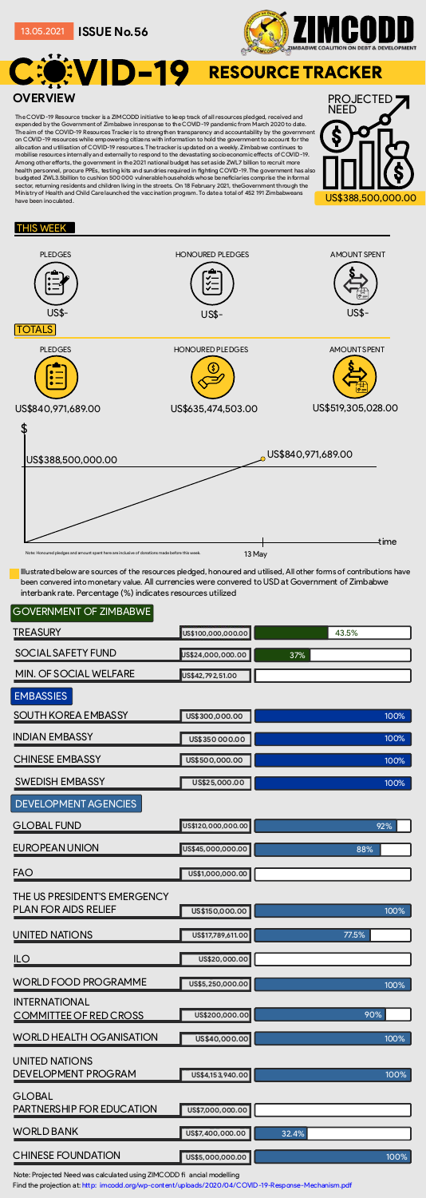13.05.2021 **ISSUE No.56**

ZIMCODD
ZIMBABWE COALITION ON DEBT & DEVELOPMENT

# COVID-19 RESOURCE TRACKER

## OVERVIEW

The COVID-19 Resource tracker is a ZIMCODD initiative to keep track of all resources pledged, received and expended by the Government of Zimbabwe in response to the COVID-19 pandemic from March 2020 to date. The aim of the COVID-19 Resources Tracker is to strengthen transparency and accountability by the government on COVID-19 resources while empowering citizens with information to hold the government to account for the allocation and utilisation of COVID-19 resources. The tracker is updated on a weekly. Zimbabwe continues to mobilise resources internally and externally to respond to the devastating socioeconomic effects of COVID-19. Among other efforts, the government in the 2021 national budget has set aside ZWL7 billion to recruit more health personnel, procure PPEs, testing kits and sundries required in fighting COVID-19. The government has also budgeted ZWL3.5billion to cushion 500 000 vulnerable households whose beneficiaries comprise the informal sector, returning residents and children living in the streets. On 18 February 2021, theGovernment through the Ministry of Health and Child Care launched the vaccination program. To date a total of 452 191 Zimbabweans have been inoculated.

PROJECTED NEED
US$388,500,000.00

## THIS WEEK

| PLEDGES | HONOURED PLEDGES | AMOUNT SPENT |
|---|---|---|
| US$- | US$- | US$- |

## TOTALS

| PLEDGES | HONOURED PLEDGES | AMOUNTS SPENT |
|---|---|---|
| US$840,971,689.00 | US$635,474,503.00 | US$519,305,028.00 |

$
US$388,500,000.00
US$840,971,689.00
13 May
time

Note: Honoured pledges and amount spent here are inclusive of donations made before this week.

Illustrated below are sources of the resources pledged, honoured and utilised, All other forms of contributions have been convered into monetary value. All currencies were converted to USD at Government of Zimbabwe interbank rate. Percentage (%) indicates resources utilized

| Source | Amount | Utilised |
|---|---|---|
| **GOVERNMENT OF ZIMBABWE** | | |
| TREASURY | US$100,000,000.00 | 43.5% |
| SOCIAL SAFETY FUND | US$24,000,000.00 | 37% |
| MIN. OF SOCIAL WELFARE | US$42,792,51.00 | |
| **EMBASSIES** | | |
| SOUTH KOREA EMBASSY | US$300,000.00 | 100% |
| INDIAN EMBASSY | US$350 000.00 | 100% |
| CHINESE EMBASSY | US$500,000.00 | 100% |
| SWEDISH EMBASSY | US$25,000.00 | 100% |
| **DEVELOPMENT AGENCIES** | | |
| GLOBAL FUND | US$120,000,000.00 | 92% |
| EUROPEAN UNION | US$45,000,000.00 | 88% |
| FAO | US$1,000,000.00 | |
| THE US PRESIDENT'S EMERGENCY PLAN FOR AIDS RELIEF | US$150,000.00 | 100% |
| UNITED NATIONS | US$17,789,611.00 | 77.5% |
| ILO | US$20,000.00 | |
| WORLD FOOD PROGRAMME | US$5,250,000.00 | 100% |
| INTERNATIONAL COMMITTEE OF RED CROSS | US$200,000.00 | 90% |
| WORLD HEALTH OGANISATION | US$40,000.00 | 100% |
| UNITED NATIONS DEVELOPMENT PROGRAM | US$4,153,940.00 | 100% |
| GLOBAL PARTNERSHIP FOR EDUCATION | US$7,000,000.00 | |
| WORLD BANK | US$7,400,000.00 | 32.4% |
| CHINESE FOUNDATION | US$5,000,000.00 | 100% |

Note: Projected Need was calculated using ZIMCODD fi ancial modelling
Find the projection at: http: imcodd.org/wp-content/uploads/2020/04/COVID-19-Response-Mechanism.pdf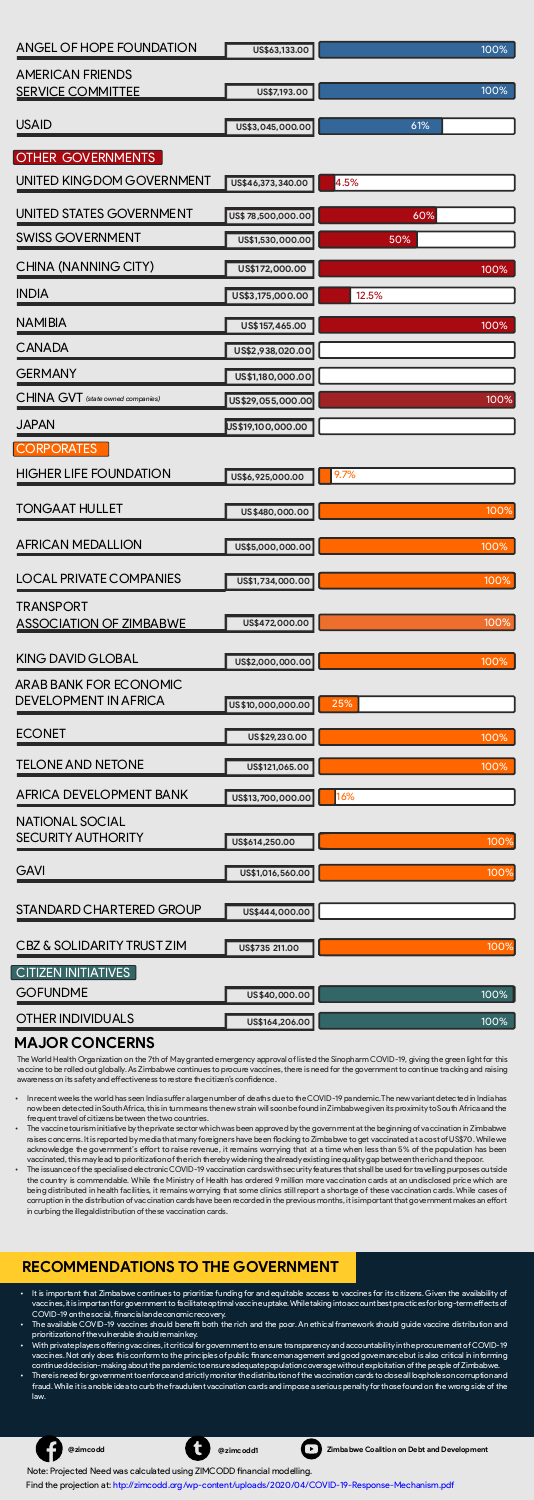| | | |
|---|---|---|
| ANGEL OF HOPE FOUNDATION | US$63,133.00 | 100% |
| AMERICAN FRIENDS SERVICE COMMITTEE | US$7,193.00 | 100% |
| USAID | US$3,045,000.00 | 61% |
| **OTHER GOVERNMENTS** | | |
| UNITED KINGDOM GOVERNMENT | US$46,373,340.00 | 4.5% |
| UNITED STATES GOVERNMENT | US$ 78,500,000.00 | 60% |
| SWISS GOVERNMENT | US$1,530,000.00 | 50% |
| CHINA (NANNING CITY) | US$172,000.00 | 100% |
| INDIA | US$3,175,000.00 | 12.5% |
| NAMIBIA | US$157,465.00 | 100% |
| CANADA | US$2,938,020.00 | |
| GERMANY | US$1,180,000.00 | |
| CHINA GVT *(state owned companies)* | US$29,055,000.00 | 100% |
| JAPAN | US$19,100,000.00 | |
| **CORPORATES** | | |
| HIGHER LIFE FOUNDATION | US$6,925,000.00 | 9.7% |
| TONGAAT HULLET | US$480,000.00 | 100% |
| AFRICAN MEDALLION | US$5,000,000.00 | 100% |
| LOCAL PRIVATE COMPANIES | US$1,734,000.00 | 100% |
| TRANSPORT ASSOCIATION OF ZIMBABWE | US$472,000.00 | 100% |
| KING DAVID GLOBAL | US$2,000,000.00 | 100% |
| ARAB BANK FOR ECONOMIC DEVELOPMENT IN AFRICA | US$10,000,000.00 | 25% |
| ECONET | US$29,230.00 | 100% |
| TELONE AND NETONE | US$121,065.00 | 100% |
| AFRICA DEVELOPMENT BANK | US$13,700,000.00 | 16% |
| NATIONAL SOCIAL SECURITY AUTHORITY | US$614,250.00 | 100% |
| GAVI | US$1,016,560.00 | 100% |
| STANDARD CHARTERED GROUP | US$444,000.00 | |
| CBZ & SOLIDARITY TRUST ZIM | US$735 211.00 | 100% |
| **CITIZEN INITIATIVES** | | |
| GOFUNDME | US$40,000.00 | 100% |
| OTHER INDIVIDUALS | US$164,206.00 | 100% |

## MAJOR CONCERNS

The World Health Organization on the 7th of May granted emergency approval of listed the Sinopharm COVID-19, giving the green light for this vaccine to be rolled out globally. As Zimbabwe continues to procure vaccines, there is need for the government to continue tracking and raising awareness on its safety and effectiveness to restore the citizen's confidence.

- In recent weeks the world has seen India suffer a large number of deaths due to the COVID-19 pandemic. The new variant detected in India has now been detected in South Africa, this in turn means the new strain will soon be found in Zimbabwe given its proximity to South Africa and the frequent travel of citizens between the two countries.
- The vaccine tourism initiative by the private sector which was been approved by the government at the beginning of vaccination in Zimbabwe raises concerns. It is reported by media that many foreigners have been flocking to Zimbabwe to get vaccinated at a cost of US$70. While we acknowledge the government's effort to raise revenue, it remains worrying that at a time when less than 5% of the population has been vaccinated, this may lead to prioritization of the rich thereby widening the already existing inequality gap between the rich and the poor.
- The issuance of the specialised electronic COVID-19 vaccination cards with security features that shall be used for travelling purposes outside the country is commendable. While the Ministry of Health has ordered 9 million more vaccination cards at an undisclosed price which are being distributed in health facilities, it remains worrying that some clinics still report a shortage of these vaccination cards. While cases of corruption in the distribution of vaccination cards have been recorded in the previous months, it is important that government makes an effort in curbing the illegal distribution of these vaccination cards.

## RECOMMENDATIONS TO THE GOVERNMENT

- It is important that Zimbabwe continues to prioritize funding for and equitable access to vaccines for its citizens. Given the availability of vaccines, it is important for government to facilitate optimal vaccine uptake. While taking into account best practices for long-term effects of COVID-19 on the social, financial and economic recovery.
- The available COVID-19 vaccines should benefit both the rich and the poor. An ethical framework should guide vaccine distribution and prioritization of the vulnerable should remain key.
- With private players offering vaccines, it is critical for government to ensure transparency and accountability in the procurement of COVID-19 vaccines. Not only does this conform to the principles of public finance management and good governance but is also critical in informing continued decision-making about the pandemic to ensure adequate population coverage without exploitation of the people of Zimbabwe.
- There is need for government to enforce and strictly monitor the distribution of the vaccination cards to close all loopholes on corruption and fraud. While it is a noble idea to curb the fraudulent vaccination cards and impose a serious penalty for those found on the wrong side of the law.

@zimcodd @zimcodd1 Zimbabwe Coalition on Debt and Development

Note: Projected Need was calculated using ZIMCODD financial modelling.

Find the projection at: http://zimcodd.org/wp-content/uploads/2020/04/COVID-19-Response-Mechanism.pdf